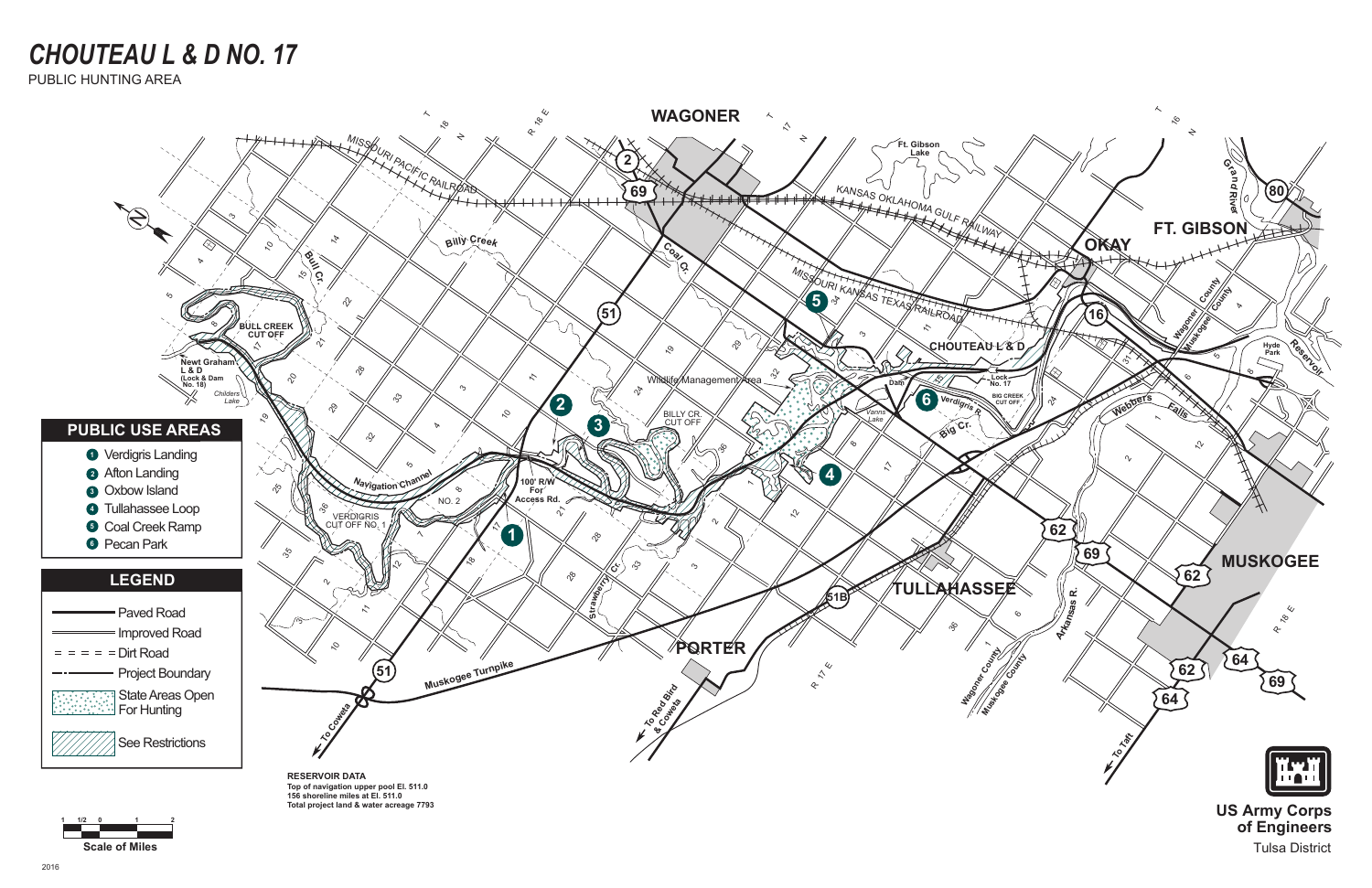# CHOUTEAU L & D NO. 17

PUBLIC HUNTING AREA

WAGONER

FT. GIBSON

OKAY

CHOUTEAU L & D

TULLAHASSEE

PORTER

MUSKOGEE

## PUBLIC USE AREAS

1. Verdigris Landing
2. Afton Landing
3. Oxbow Island
4. Tullahassee Loop
5. Coal Creek Ramp
6. Pecan Park

## LEGEND

- Paved Road
- Improved Road
- Dirt Road
- Project Boundary
- State Areas Open For Hunting
- See Restrictions

**RESERVOIR DATA**
**Top of navigation upper pool El. 511.0**
**156 shoreline miles at El. 511.0**
**Total project land & water acreage 7793**

Scale of Miles

**US Army Corps of Engineers**
Tulsa District

2016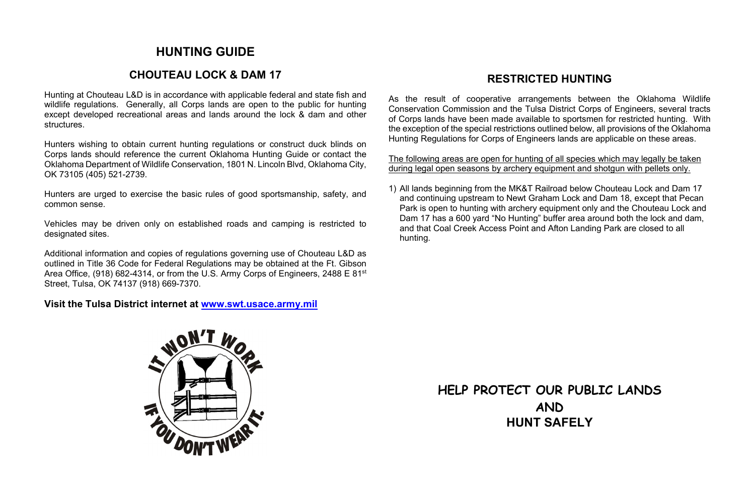# HUNTING GUIDE

## CHOUTEAU LOCK & DAM 17

Hunting at Chouteau L&D is in accordance with applicable federal and state fish and wildlife regulations. Generally, all Corps lands are open to the public for hunting except developed recreational areas and lands around the lock & dam and other structures.

Hunters wishing to obtain current hunting regulations or construct duck blinds on Corps lands should reference the current Oklahoma Hunting Guide or contact the Oklahoma Department of Wildlife Conservation, 1801 N. Lincoln Blvd, Oklahoma City, OK 73105 (405) 521-2739.

Hunters are urged to exercise the basic rules of good sportsmanship, safety, and common sense.

Vehicles may be driven only on established roads and camping is restricted to designated sites.

Additional information and copies of regulations governing use of Chouteau L&D as outlined in Title 36 Code for Federal Regulations may be obtained at the Ft. Gibson Area Office, (918) 682-4314, or from the U.S. Army Corps of Engineers, 2488 E 81st Street, Tulsa, OK 74137 (918) 669-7370.

**Visit the Tulsa District internet at [www.swt.usace.army.mil](http://www.swt.usace.army.mil)**

IT WON'T WORK IF YOU DON'T WEAR IT.

## RESTRICTED HUNTING

As the result of cooperative arrangements between the Oklahoma Wildlife Conservation Commission and the Tulsa District Corps of Engineers, several tracts of Corps lands have been made available to sportsmen for restricted hunting. With the exception of the special restrictions outlined below, all provisions of the Oklahoma Hunting Regulations for Corps of Engineers lands are applicable on these areas.

The following areas are open for hunting of all species which may legally be taken during legal open seasons by archery equipment and shotgun with pellets only.

1) All lands beginning from the MK&T Railroad below Chouteau Lock and Dam 17 and continuing upstream to Newt Graham Lock and Dam 18, except that Pecan Park is open to hunting with archery equipment only and the Chouteau Lock and Dam 17 has a 600 yard "No Hunting" buffer area around both the lock and dam, and that Coal Creek Access Point and Afton Landing Park are closed to all hunting.

**HELP PROTECT OUR PUBLIC LANDS**
**AND**
**HUNT SAFELY**